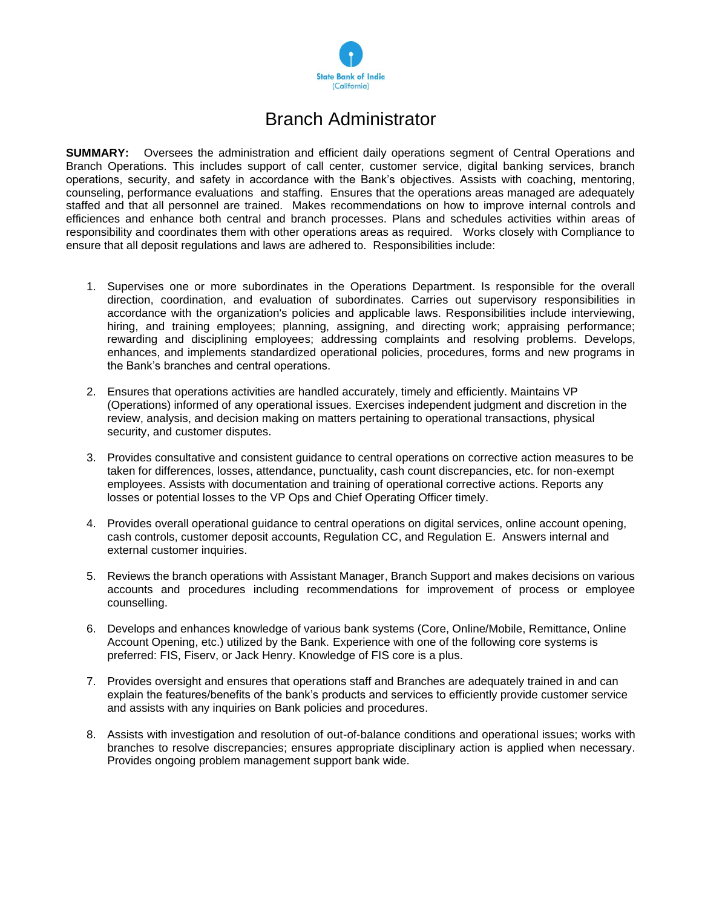State Bank of India
(California)

# Branch Administrator

**SUMMARY:** Oversees the administration and efficient daily operations segment of Central Operations and Branch Operations. This includes support of call center, customer service, digital banking services, branch operations, security, and safety in accordance with the Bank's objectives. Assists with coaching, mentoring, counseling, performance evaluations and staffing. Ensures that the operations areas managed are adequately staffed and that all personnel are trained. Makes recommendations on how to improve internal controls and efficiences and enhance both central and branch processes. Plans and schedules activities within areas of responsibility and coordinates them with other operations areas as required. Works closely with Compliance to ensure that all deposit regulations and laws are adhered to. Responsibilities include:

1. Supervises one or more subordinates in the Operations Department. Is responsible for the overall direction, coordination, and evaluation of subordinates. Carries out supervisory responsibilities in accordance with the organization's policies and applicable laws. Responsibilities include interviewing, hiring, and training employees; planning, assigning, and directing work; appraising performance; rewarding and disciplining employees; addressing complaints and resolving problems. Develops, enhances, and implements standardized operational policies, procedures, forms and new programs in the Bank's branches and central operations.

2. Ensures that operations activities are handled accurately, timely and efficiently. Maintains VP (Operations) informed of any operational issues. Exercises independent judgment and discretion in the review, analysis, and decision making on matters pertaining to operational transactions, physical security, and customer disputes.

3. Provides consultative and consistent guidance to central operations on corrective action measures to be taken for differences, losses, attendance, punctuality, cash count discrepancies, etc. for non-exempt employees. Assists with documentation and training of operational corrective actions. Reports any losses or potential losses to the VP Ops and Chief Operating Officer timely.

4. Provides overall operational guidance to central operations on digital services, online account opening, cash controls, customer deposit accounts, Regulation CC, and Regulation E. Answers internal and external customer inquiries.

5. Reviews the branch operations with Assistant Manager, Branch Support and makes decisions on various accounts and procedures including recommendations for improvement of process or employee counselling.

6. Develops and enhances knowledge of various bank systems (Core, Online/Mobile, Remittance, Online Account Opening, etc.) utilized by the Bank. Experience with one of the following core systems is preferred: FIS, Fiserv, or Jack Henry. Knowledge of FIS core is a plus.

7. Provides oversight and ensures that operations staff and Branches are adequately trained in and can explain the features/benefits of the bank's products and services to efficiently provide customer service and assists with any inquiries on Bank policies and procedures.

8. Assists with investigation and resolution of out-of-balance conditions and operational issues; works with branches to resolve discrepancies; ensures appropriate disciplinary action is applied when necessary. Provides ongoing problem management support bank wide.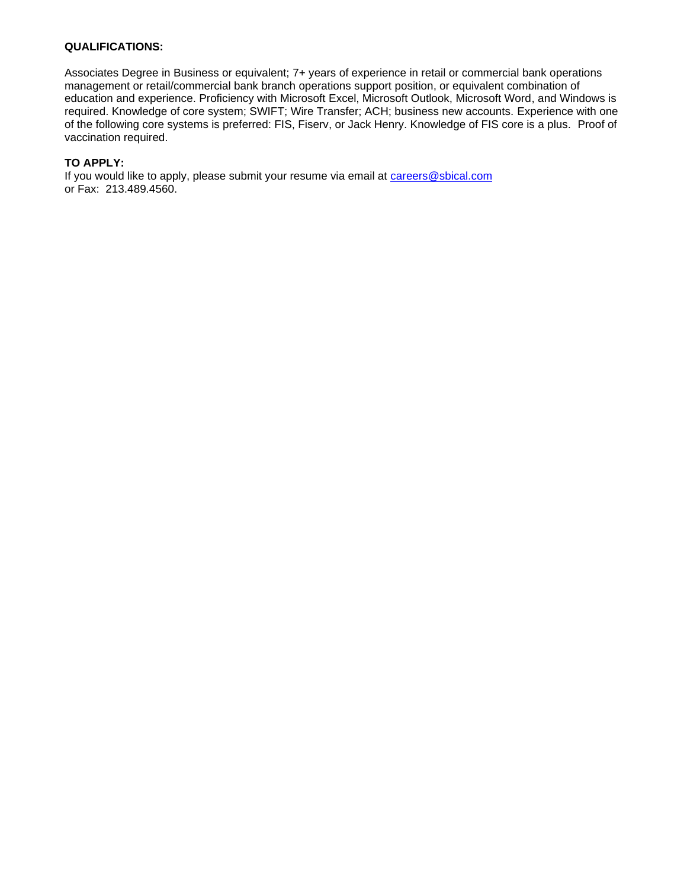**QUALIFICATIONS:**

Associates Degree in Business or equivalent; 7+ years of experience in retail or commercial bank operations management or retail/commercial bank branch operations support position, or equivalent combination of education and experience. Proficiency with Microsoft Excel, Microsoft Outlook, Microsoft Word, and Windows is required. Knowledge of core system; SWIFT; Wire Transfer; ACH; business new accounts. Experience with one of the following core systems is preferred: FIS, Fiserv, or Jack Henry. Knowledge of FIS core is a plus. Proof of vaccination required.

**TO APPLY:**

If you would like to apply, please submit your resume via email at careers@sbical.com
or Fax: 213.489.4560.